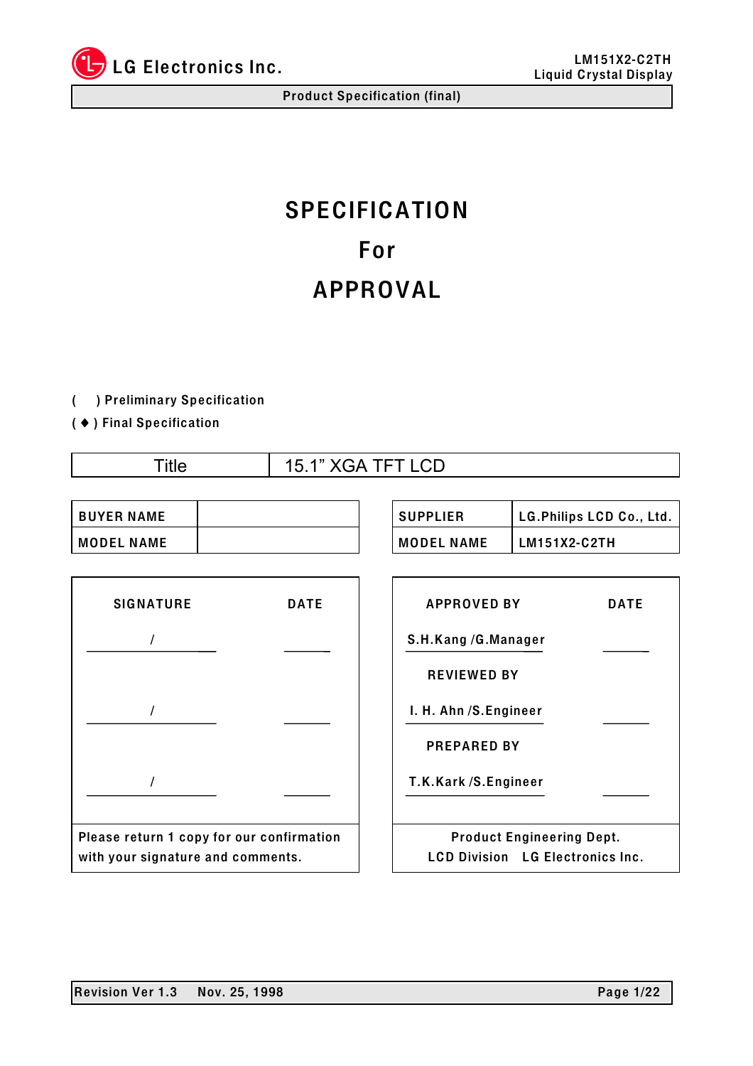# SPECIFICATION

# For

# APPROVAL

( ) Preliminary Specification

( ◆ ) Final Specification

| Title | 15.1” XGA TFT LCD |
|---|---|

| BUYER NAME | |
|---|---|
| MODEL NAME | |

| SUPPLIER | LG.Philips LCD Co., Ltd. |
|---|---|
| MODEL NAME | LM151X2-C2TH |

| SIGNATURE | DATE |
|---|---|
| / | |
| / | |
| / | |

Please return 1 copy for our confirmation with your signature and comments.

| APPROVED BY | DATE |
|---|---|
| S.H.Kang /G.Manager | |
| REVIEWED BY | |
| I. H. Ahn /S.Engineer | |
| PREPARED BY | |
| T.K.Kark /S.Engineer | |

Product Engineering Dept.
LCD Division LG Electronics Inc.

Revision Ver 1.3 Nov. 25, 1998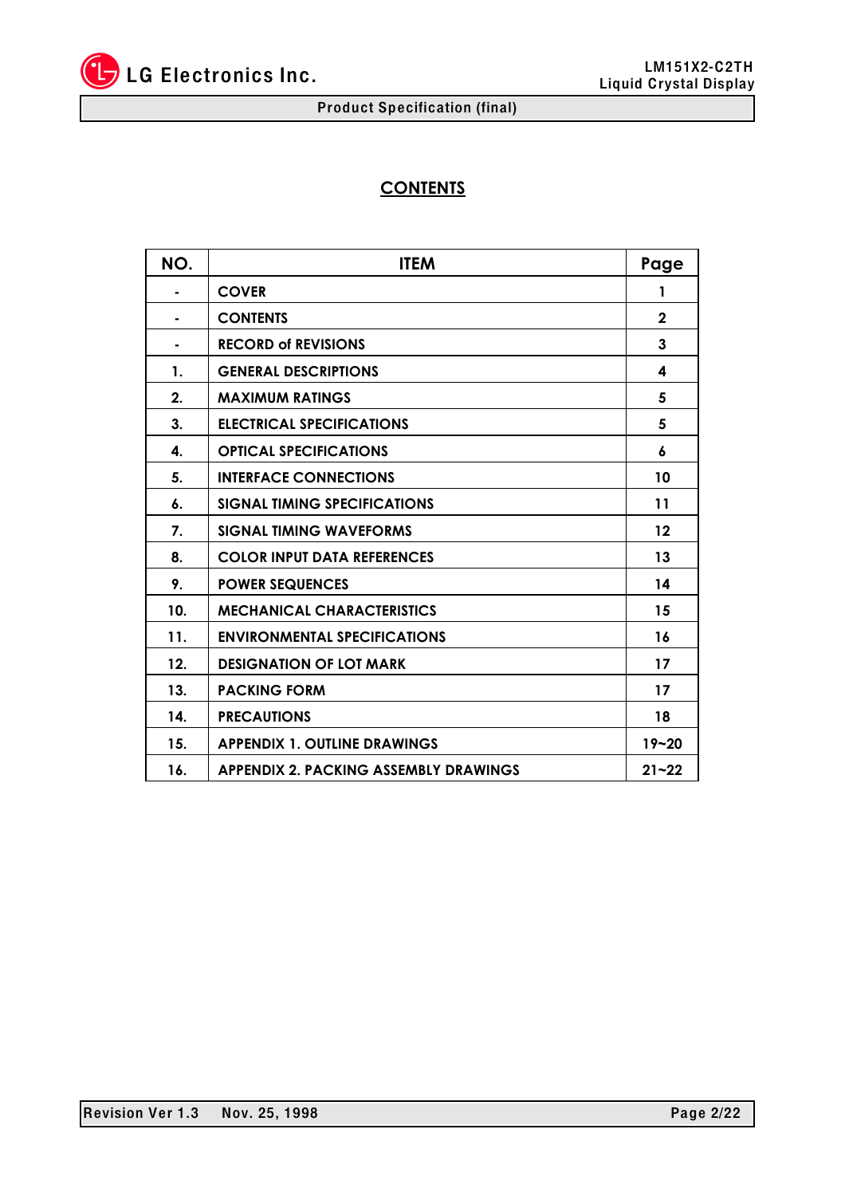# CONTENTS

| NO. | ITEM | Page |
|---|---|---|
| - | COVER | 1 |
| - | CONTENTS | 2 |
| - | RECORD of REVISIONS | 3 |
| 1. | GENERAL DESCRIPTIONS | 4 |
| 2. | MAXIMUM RATINGS | 5 |
| 3. | ELECTRICAL SPECIFICATIONS | 5 |
| 4. | OPTICAL SPECIFICATIONS | 6 |
| 5. | INTERFACE CONNECTIONS | 10 |
| 6. | SIGNAL TIMING SPECIFICATIONS | 11 |
| 7. | SIGNAL TIMING WAVEFORMS | 12 |
| 8. | COLOR INPUT DATA REFERENCES | 13 |
| 9. | POWER SEQUENCES | 14 |
| 10. | MECHANICAL CHARACTERISTICS | 15 |
| 11. | ENVIRONMENTAL SPECIFICATIONS | 16 |
| 12. | DESIGNATION OF LOT MARK | 17 |
| 13. | PACKING FORM | 17 |
| 14. | PRECAUTIONS | 18 |
| 15. | APPENDIX 1. OUTLINE DRAWINGS | 19~20 |
| 16. | APPENDIX 2. PACKING ASSEMBLY DRAWINGS | 21~22 |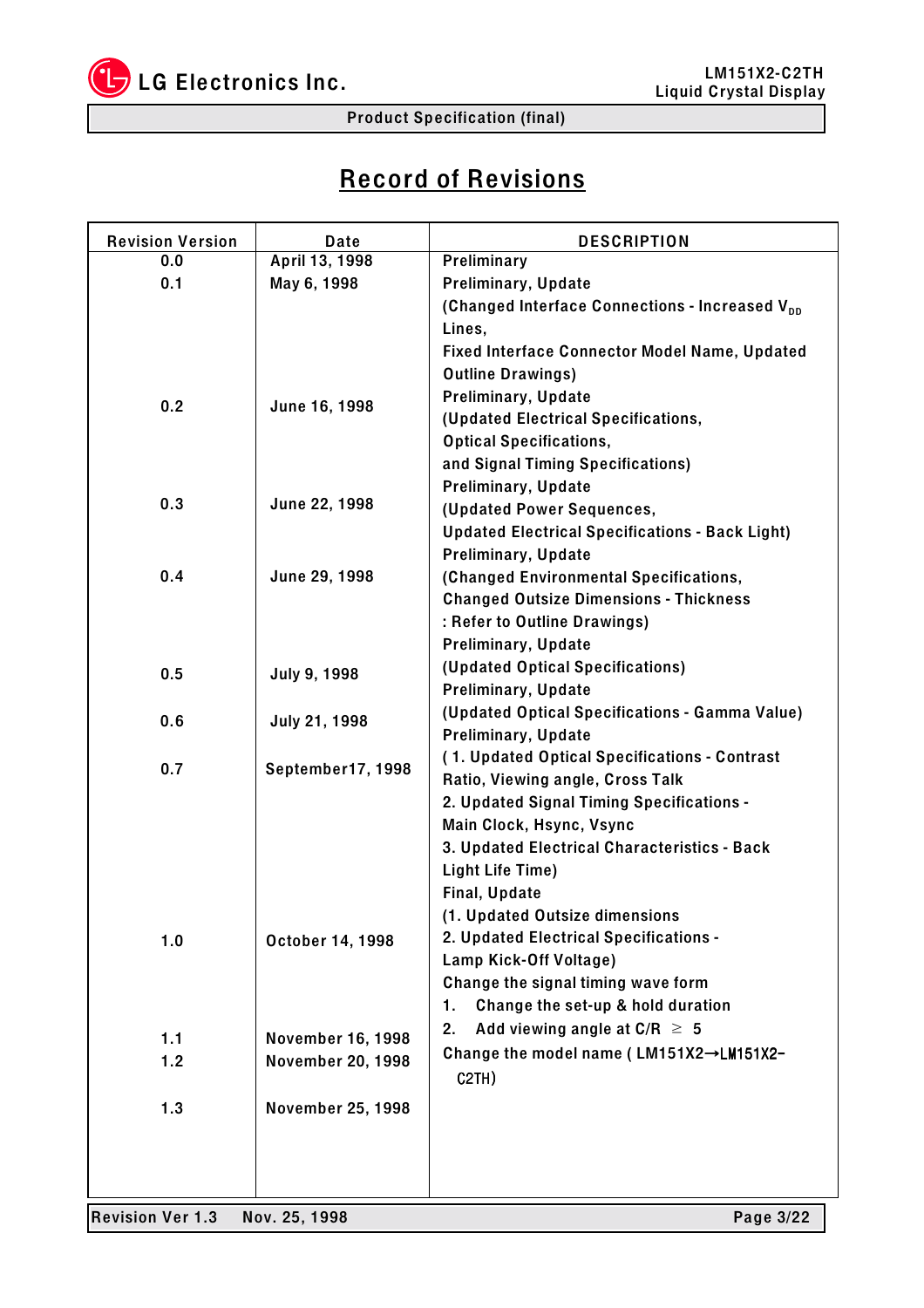# Record of Revisions

| Revision Version | Date | DESCRIPTION |
|---|---|---|
| 0.0 | April 13, 1998 | Preliminary |
| 0.1 | May 6, 1998 | Preliminary, Update (Changed Interface Connections - Increased $V_{DD}$ Lines, Fixed Interface Connector Model Name, Updated Outline Drawings) |
| 0.2 | June 16, 1998 | Preliminary, Update (Updated Electrical Specifications, Optical Specifications, and Signal Timing Specifications) |
| 0.3 | June 22, 1998 | Preliminary, Update (Updated Power Sequences, Updated Electrical Specifications - Back Light) |
| 0.4 | June 29, 1998 | Preliminary, Update (Changed Environmental Specifications, Changed Outsize Dimensions - Thickness : Refer to Outline Drawings) |
| 0.5 | July 9, 1998 | Preliminary, Update (Updated Optical Specifications) |
| 0.6 | July 21, 1998 | Preliminary, Update (Updated Optical Specifications - Gamma Value) |
| 0.7 | September17, 1998 | Preliminary, Update ( 1. Updated Optical Specifications - Contrast Ratio, Viewing angle, Cross Talk 2. Updated Signal Timing Specifications - Main Clock, Hsync, Vsync 3. Updated Electrical Characteristics - Back Light Life Time) |
| 1.0 | October 14, 1998 | Final, Update (1. Updated Outsize dimensions 2. Updated Electrical Specifications - Lamp Kick-Off Voltage) |
| 1.1 | November 16, 1998 | Change the signal timing wave form 1. Change the set-up & hold duration |
| 1.2 | November 20, 1998 | 2. Add viewing angle at C/R ≥ 5 |
| 1.3 | November 25, 1998 | Change the model name ( LM151X2→LM151X2-C2TH) |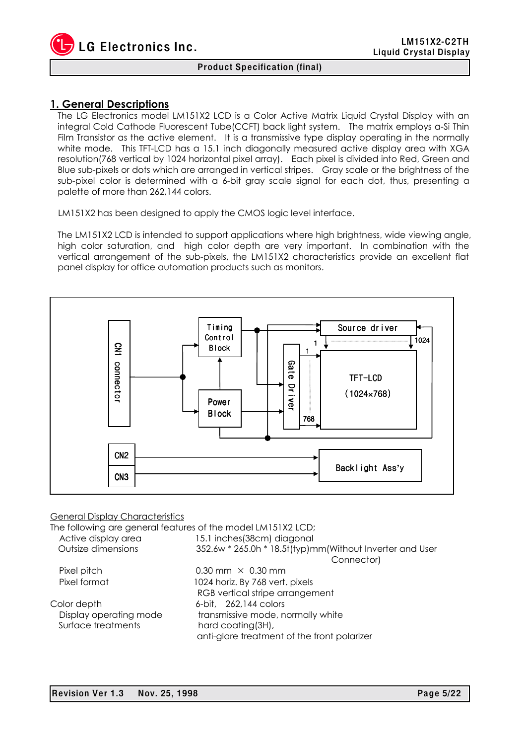## 1. General Descriptions

The LG Electronics model LM151X2 LCD is a Color Active Matrix Liquid Crystal Display with an integral Cold Cathode Fluorescent Tube(CCFT) back light system. The matrix employs a-Si Thin Film Transistor as the active element. It is a transmissive type display operating in the normally white mode. This TFT-LCD has a 15.1 inch diagonally measured active display area with XGA resolution(768 vertical by 1024 horizontal pixel array). Each pixel is divided into Red, Green and Blue sub-pixels or dots which are arranged in vertical stripes. Gray scale or the brightness of the sub-pixel color is determined with a 6-bit gray scale signal for each dot, thus, presenting a palette of more than 262,144 colors.

LM151X2 has been designed to apply the CMOS logic level interface.

The LM151X2 LCD is intended to support applications where high brightness, wide viewing angle, high color saturation, and high color depth are very important. In combination with the vertical arrangement of the sub-pixels, the LM151X2 characteristics provide an excellent flat panel display for office automation products such as monitors.

CN1 connector | Timing Control Block | Power Block | Gate Driver | Source driver | TFT-LCD (1024x768) | 1 | 1024 | 1 | 768 | CN2 | CN3 | Back light Ass'y

General Display Characteristics

The following are general features of the model LM151X2 LCD;

| | |
|---|---|
| Active display area | 15.1 inches(38cm) diagonal |
| Outsize dimensions | 352.6w * 265.0h * 18.5t(typ)mm(Without Inverter and User Connector) |
| Pixel pitch | 0.30 mm × 0.30 mm |
| Pixel format | 1024 horiz. By 768 vert. pixels<br>RGB vertical stripe arrangement |
| Color depth | 6-bit, 262,144 colors |
| Display operating mode | transmissive mode, normally white |
| Surface treatments | hard coating(3H),<br>anti-glare treatment of the front polarizer |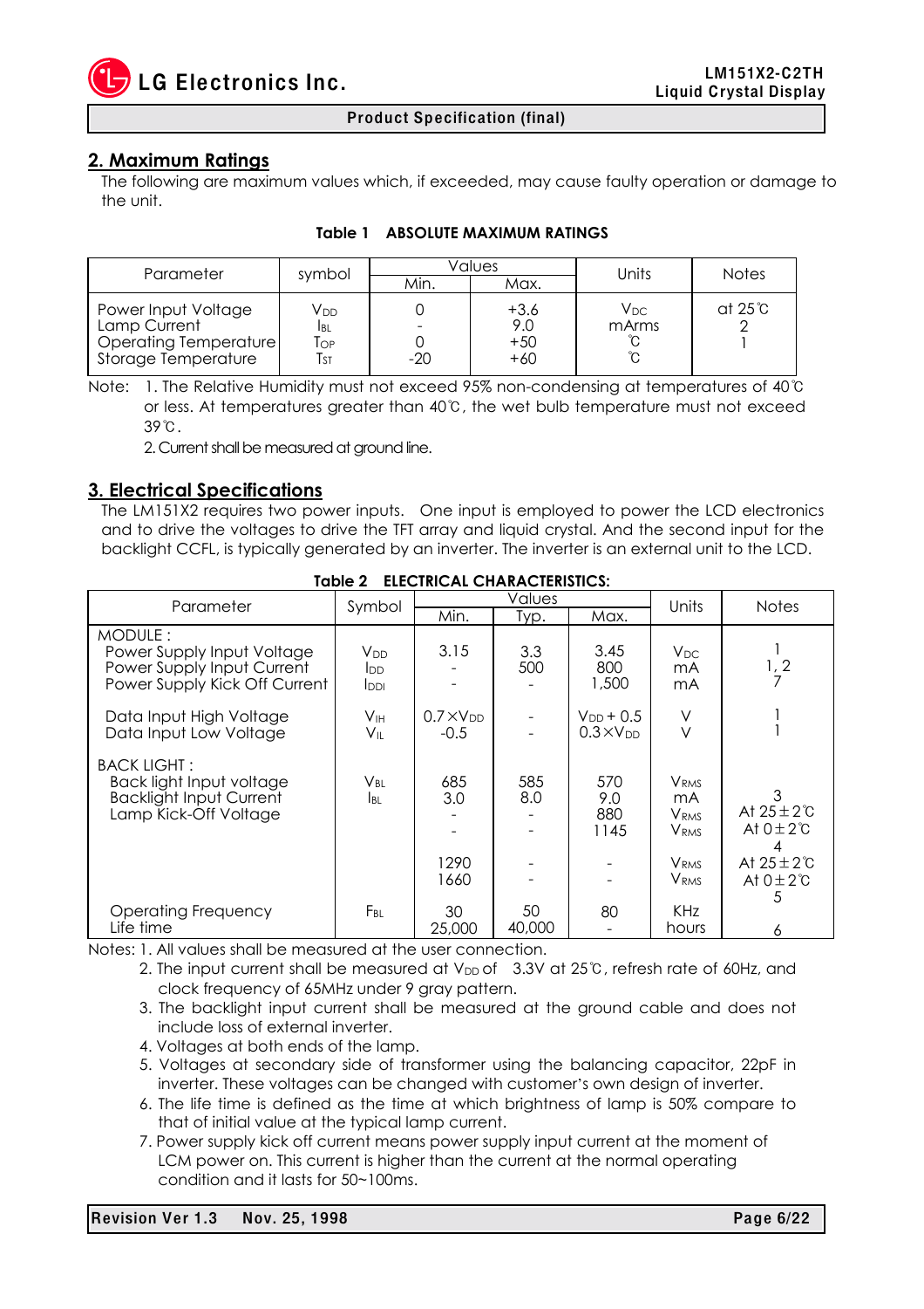## 2. Maximum Ratings

The following are maximum values which, if exceeded, may cause faulty operation or damage to the unit.

**Table 1 ABSOLUTE MAXIMUM RATINGS**

| Parameter | symbol | Values | | Units | Notes |
|---|---|---|---|---|---|
| | | Min. | Max. | | |
| Power Input Voltage | $V_{DD}$ | 0 | +3.6 | $V_{DC}$ | at 25℃ |
| Lamp Current | $I_{BL}$ | - | 9.0 | mArms | 2 |
| Operating Temperature | $T_{OP}$ | 0 | +50 | ℃ | 1 |
| Storage Temperature | $T_{ST}$ | -20 | +60 | ℃ | |

Note: 1. The Relative Humidity must not exceed 95% non-condensing at temperatures of 40℃ or less. At temperatures greater than 40℃, the wet bulb temperature must not exceed 39℃.

2. Current shall be measured at ground line.

## 3. Electrical Specifications

The LM151X2 requires two power inputs. One input is employed to power the LCD electronics and to drive the voltages to drive the TFT array and liquid crystal. And the second input for the backlight CCFL, is typically generated by an inverter. The inverter is an external unit to the LCD.

**Table 2 ELECTRICAL CHARACTERISTICS:**

| Parameter | Symbol | Values | | | Units | Notes |
|---|---|---|---|---|---|---|
| | | Min. | Typ. | Max. | | |
| MODULE : | | | | | | |
| Power Supply Input Voltage | $V_{DD}$ | 3.15 | 3.3 | 3.45 | $V_{DC}$ | 1 |
| Power Supply Input Current | $I_{DD}$ | - | 500 | 800 | mA | 1, 2 |
| Power Supply Kick Off Current | $I_{DDI}$ | - | - | 1,500 | mA | 7 |
| Data Input High Voltage | $V_{IH}$ | $0.7 \times V_{DD}$ | - | $V_{DD} + 0.5$ | V | 1 |
| Data Input Low Voltage | $V_{IL}$ | -0.5 | - | $0.3 \times V_{DD}$ | V | 1 |
| BACK LIGHT : | | | | | | |
| Back light Input voltage | $V_{BL}$ | 685 | 585 | 570 | $V_{RMS}$ | |
| Backlight Input Current | $I_{BL}$ | 3.0 | 8.0 | 9.0 | mA | 3 |
| Lamp Kick-Off Voltage | | - | - | 880 | $V_{RMS}$ | At 25±2℃ |
| | | - | - | 1145 | $V_{RMS}$ | At 0±2℃ |
| | | | | | | 4 |
| | | 1290 | - | - | $V_{RMS}$ | At 25±2℃ |
| | | 1660 | - | - | $V_{RMS}$ | At 0±2℃ |
| | | | | | | 5 |
| Operating Frequency | $F_{BL}$ | 30 | 50 | 80 | KHz | |
| Life time | | 25,000 | 40,000 | - | hours | 6 |

Notes: 1. All values shall be measured at the user connection.

2. The input current shall be measured at $V_{DD}$ of 3.3V at 25℃, refresh rate of 60Hz, and clock frequency of 65MHz under 9 gray pattern.
3. The backlight input current shall be measured at the ground cable and does not include loss of external inverter.
4. Voltages at both ends of the lamp.
5. Voltages at secondary side of transformer using the balancing capacitor, 22pF in inverter. These voltages can be changed with customer's own design of inverter.
6. The life time is defined as the time at which brightness of lamp is 50% compare to that of initial value at the typical lamp current.
7. Power supply kick off current means power supply input current at the moment of LCM power on. This current is higher than the current at the normal operating condition and it lasts for 50~100ms.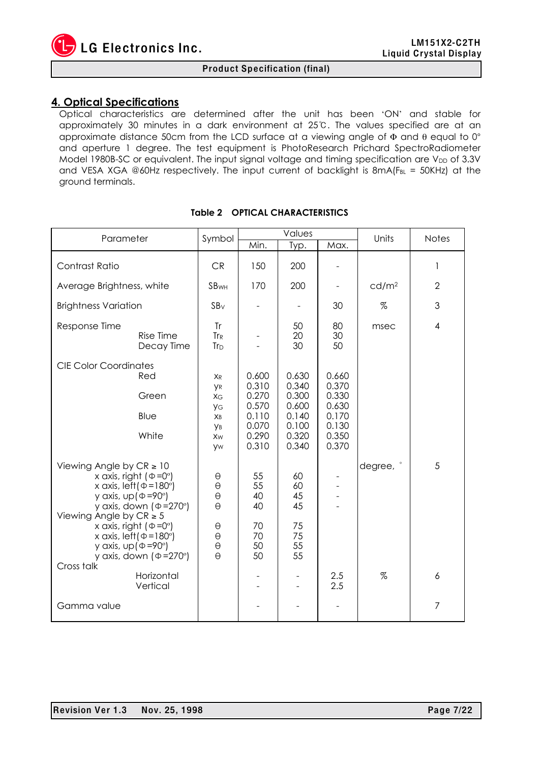## 4. Optical Specifications

Optical characteristics are determined after the unit has been 'ON' and stable for approximately 30 minutes in a dark environment at 25℃. The values specified are at an approximate distance 50cm from the LCD surface at a viewing angle of Φ and θ equal to 0° and aperture 1 degree. The test equipment is PhotoResearch Prichard SpectroRadiometer Model 1980B-SC or equivalent. The input signal voltage and timing specification are $V_{DD}$ of 3.3V and VESA XGA @60Hz respectively. The input current of backlight is 8mA($F_{BL}$ = 50KHz) at the ground terminals.

**Table 2 OPTICAL CHARACTERISTICS**

| Parameter | Symbol | Values | | | Units | Notes |
|---|---|---|---|---|---|---|
| | | Min. | Typ. | Max. | | |
| Contrast Ratio | CR | 150 | 200 | - | | 1 |
| Average Brightness, white | $SB_{WH}$ | 170 | 200 | - | cd/m² | 2 |
| Brightness Variation | $SB_V$ | - | - | 30 | % | 3 |
| Response Time | Tr | | 50 | 80 | msec | 4 |
| Rise Time | $Tr_R$ | - | 20 | 30 | | |
| Decay Time | $Tr_D$ | - | 30 | 50 | | |
| CIE Color Coordinates | | | | | | |
| Red | $x_R$ | 0.600 | 0.630 | 0.660 | | |
| | $y_R$ | 0.310 | 0.340 | 0.370 | | |
| Green | $x_G$ | 0.270 | 0.300 | 0.330 | | |
| | $y_G$ | 0.570 | 0.600 | 0.630 | | |
| Blue | $x_B$ | 0.110 | 0.140 | 0.170 | | |
| | $y_B$ | 0.070 | 0.100 | 0.130 | | |
| White | $x_W$ | 0.290 | 0.320 | 0.350 | | |
| | $y_W$ | 0.310 | 0.340 | 0.370 | | |
| Viewing Angle by CR ≥ 10 | | | | | degree, ° | 5 |
| x axis, right (Φ=0°) | θ | 55 | 60 | - | | |
| x axis, left(Φ=180°) | θ | 55 | 60 | - | | |
| y axis, up(Φ=90°) | θ | 40 | 45 | - | | |
| y axis, down (Φ=270°) | θ | 40 | 45 | - | | |
| Viewing Angle by CR ≥ 5 | | | | | | |
| x axis, right (Φ=0°) | θ | 70 | 75 | | | |
| x axis, left(Φ=180°) | θ | 70 | 75 | | | |
| y axis, up(Φ=90°) | θ | 50 | 55 | | | |
| y axis, down (Φ=270°) | θ | 50 | 55 | | | |
| Cross talk | | | | | | |
| Horizontal | | - | - | 2.5 | % | 6 |
| Vertical | | - | - | 2.5 | | |
| Gamma value | | - | - | - | | 7 |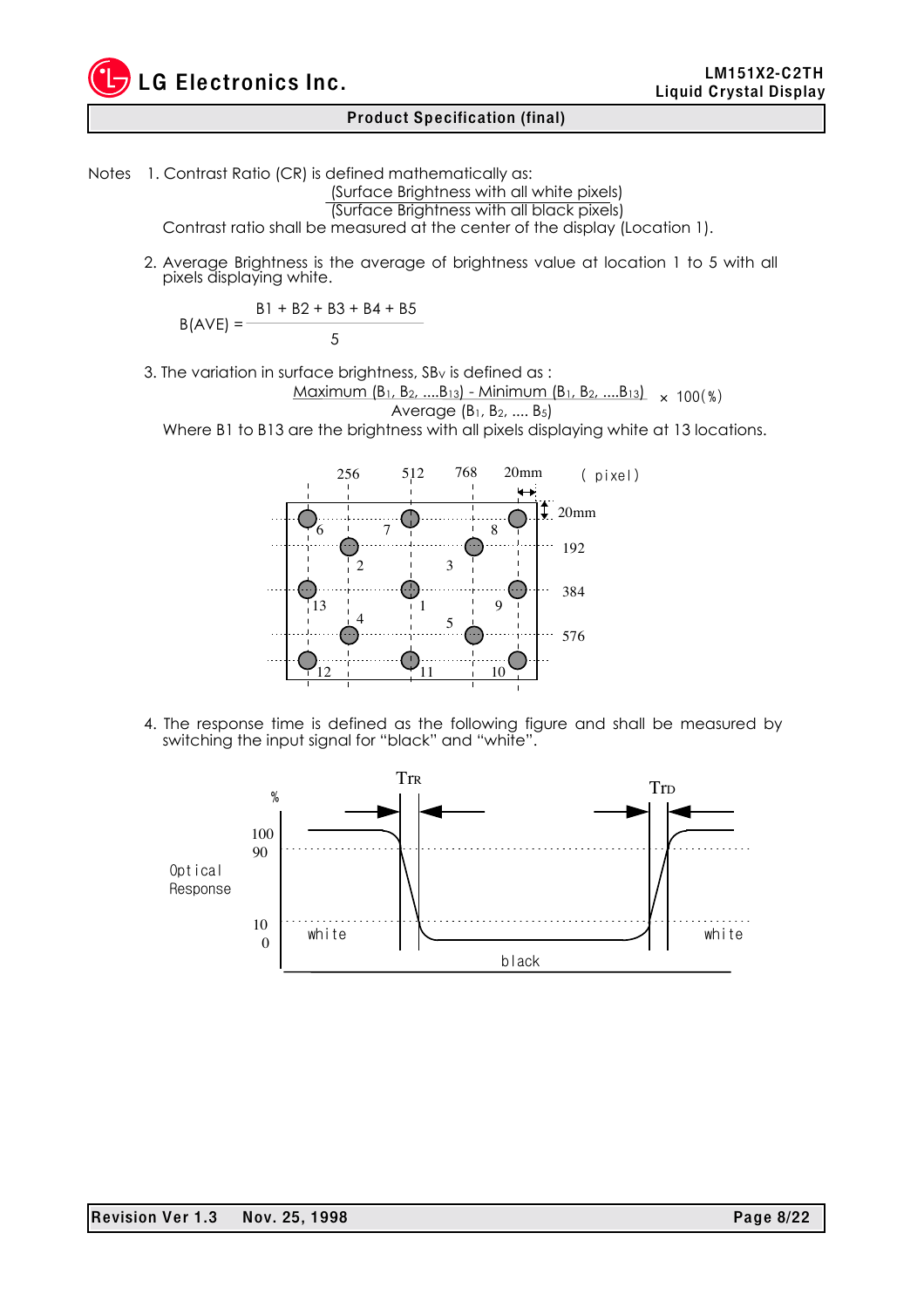Notes

1. Contrast Ratio (CR) is defined mathematically as:

$$CR = \frac{\text{Surface Brightness with all white pixels}}{\text{Surface Brightness with all black pixels}}$$

Contrast ratio shall be measured at the center of the display (Location 1).

2. Average Brightness is the average of brightness value at location 1 to 5 with all pixels displaying white.

$$B(AVE) = \frac{B1 + B2 + B3 + B4 + B5}{5}$$

3. The variation in surface brightness, $SB_V$ is defined as :

$$\frac{\text{Maximum } (B_1, B_2, \ldots B_{13}) - \text{Minimum } (B_1, B_2, \ldots B_{13})}{\text{Average } (B_1, B_2, \ldots B_5)} \times 100(\%)$$

Where B1 to B13 are the brightness with all pixels displaying white at 13 locations.

4. The response time is defined as the following figure and shall be measured by switching the input signal for "black" and "white".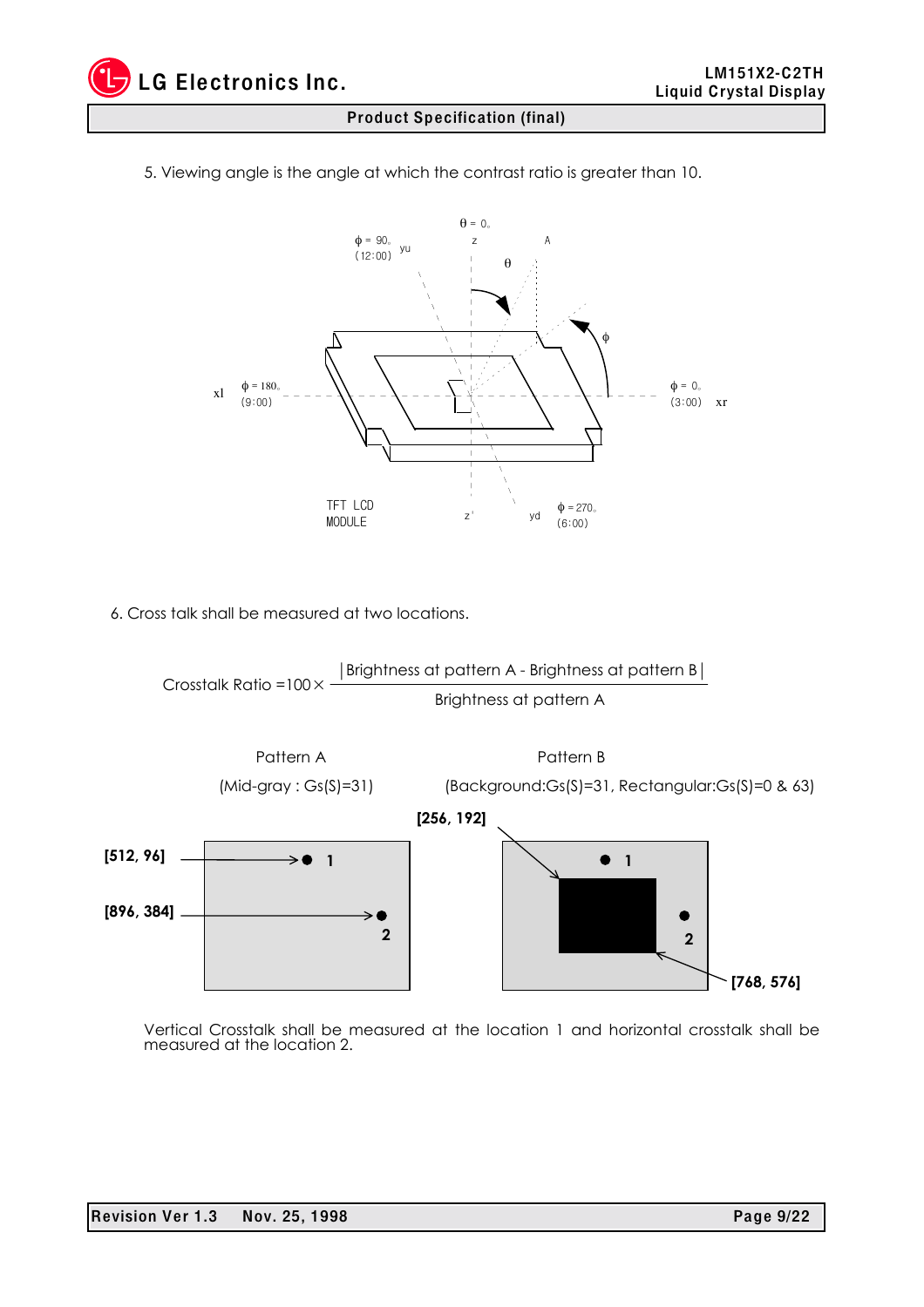5. Viewing angle is the angle at which the contrast ratio is greater than 10.

6. Cross talk shall be measured at two locations.

$$\text{Crosstalk Ratio} = 100 \times \frac{|\text{Brightness at pattern A} - \text{Brightness at pattern B}|}{\text{Brightness at pattern A}}$$

Pattern A (Mid-gray : Gs(S)=31)

Pattern B (Background:Gs(S)=31, Rectangular:Gs(S)=0 & 63)

Vertical Crosstalk shall be measured at the location 1 and horizontal crosstalk shall be measured at the location 2.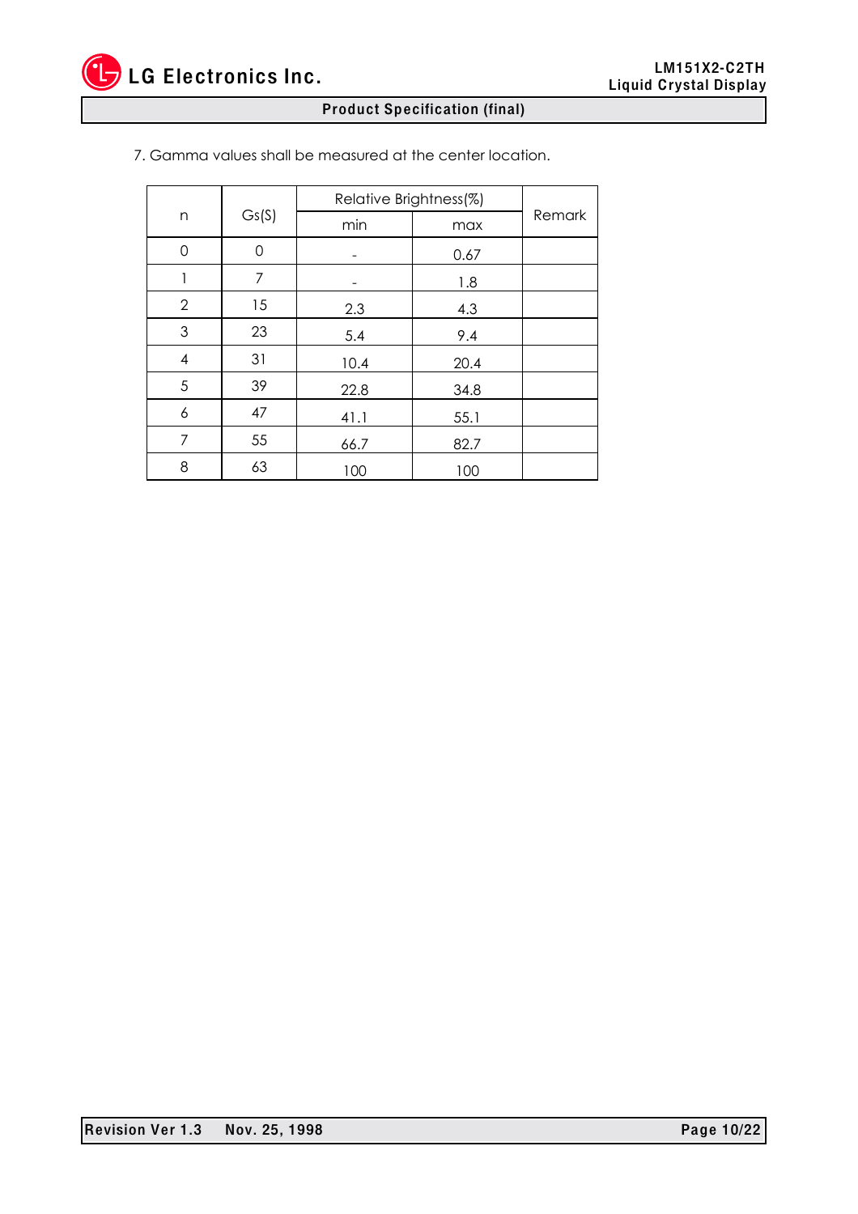7. Gamma values shall be measured at the center location.

| n | Gs(S) | Relative Brightness(%) | | Remark |
|---|---|---|---|---|
| | | min | max | |
| 0 | 0 | - | 0.67 | |
| 1 | 7 | - | 1.8 | |
| 2 | 15 | 2.3 | 4.3 | |
| 3 | 23 | 5.4 | 9.4 | |
| 4 | 31 | 10.4 | 20.4 | |
| 5 | 39 | 22.8 | 34.8 | |
| 6 | 47 | 41.1 | 55.1 | |
| 7 | 55 | 66.7 | 82.7 | |
| 8 | 63 | 100 | 100 | |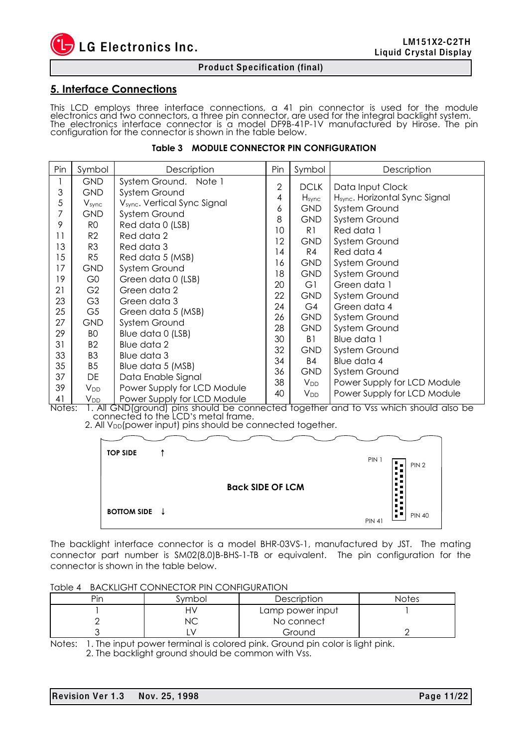## 5. Interface Connections

This LCD employs three interface connections, a 41 pin connector is used for the module electronics and two connectors, a three pin connector, are used for the integral backlight system. The electronics interface connector is a model DF9B-41P-1V manufactured by Hirose. The pin configuration for the connector is shown in the table below.

**Table 3 MODULE CONNECTOR PIN CONFIGURATION**

| Pin | Symbol | Description | Pin | Symbol | Description |
|---|---|---|---|---|---|
| 1 | GND | System Ground. Note 1 | 2 | DCLK | Data Input Clock |
| 3 | GND | System Ground | 4 | $H_{sync}$ | $H_{sync}$. Horizontal Sync Signal |
| 5 | $V_{sync}$ | $V_{sync}$. Vertical Sync Signal | 6 | GND | System Ground |
| 7 | GND | System Ground | 8 | GND | System Ground |
| 9 | R0 | Red data 0 (LSB) | 10 | R1 | Red data 1 |
| 11 | R2 | Red data 2 | 12 | GND | System Ground |
| 13 | R3 | Red data 3 | 14 | R4 | Red data 4 |
| 15 | R5 | Red data 5 (MSB) | 16 | GND | System Ground |
| 17 | GND | System Ground | 18 | GND | System Ground |
| 19 | G0 | Green data 0 (LSB) | 20 | G1 | Green data 1 |
| 21 | G2 | Green data 2 | 22 | GND | System Ground |
| 23 | G3 | Green data 3 | 24 | G4 | Green data 4 |
| 25 | G5 | Green data 5 (MSB) | 26 | GND | System Ground |
| 27 | GND | System Ground | 28 | GND | System Ground |
| 29 | B0 | Blue data 0 (LSB) | 30 | B1 | Blue data 1 |
| 31 | B2 | Blue data 2 | 32 | GND | System Ground |
| 33 | B3 | Blue data 3 | 34 | B4 | Blue data 4 |
| 35 | B5 | Blue data 5 (MSB) | 36 | GND | System Ground |
| 37 | DE | Data Enable Signal | 38 | $V_{DD}$ | Power Supply for LCD Module |
| 39 | $V_{DD}$ | Power Supply for LCD Module | 40 | $V_{DD}$ | Power Supply for LCD Module |
| 41 | $V_{DD}$ | Power Supply for LCD Module | | | |

Notes: 1. All GND(ground) pins should be connected together and to Vss which should also be connected to the LCD's metal frame.
2. All $V_{DD}$(power input) pins should be connected together.

TOP SIDE ↑

Back SIDE OF LCM

BOTTOM SIDE ↓

PIN 1 PIN 2

PIN 41 PIN 40

The backlight interface connector is a model BHR-03VS-1, manufactured by JST. The mating connector part number is SM02(8.0)B-BHS-1-TB or equivalent. The pin configuration for the connector is shown in the table below.

Table 4 BACKLIGHT CONNECTOR PIN CONFIGURATION

| Pin | Symbol | Description | Notes |
|---|---|---|---|
| 1 | HV | Lamp power input | 1 |
| 2 | NC | No connect | |
| 3 | LV | Ground | 2 |

Notes: 1. The input power terminal is colored pink. Ground pin color is light pink.
2. The backlight ground should be common with Vss.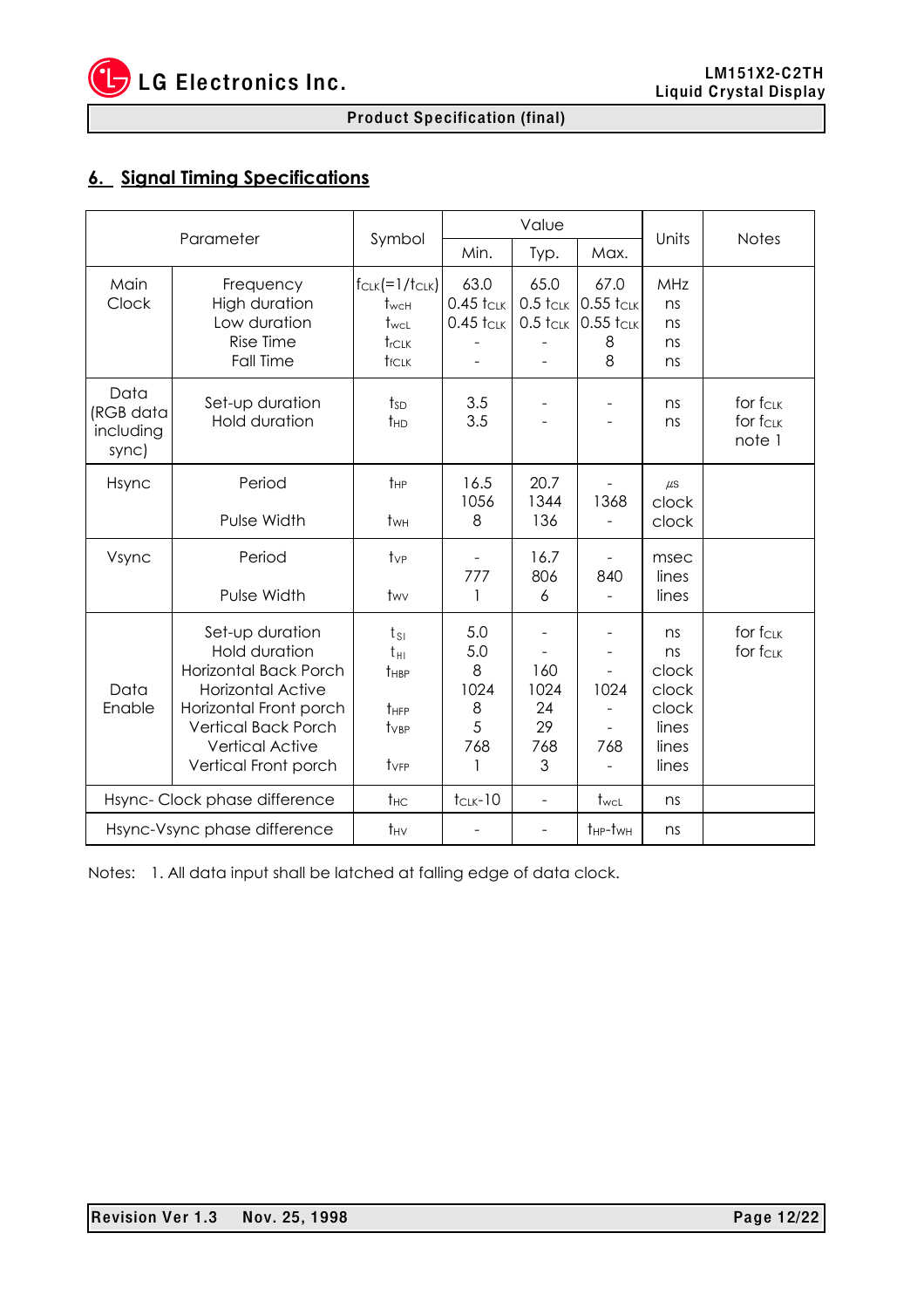## 6. Signal Timing Specifications

| Parameter | | Symbol | Value | | | Units | Notes |
|---|---|---|---|---|---|---|---|
| | | | Min. | Typ. | Max. | | |
| Main Clock | Frequency | $f_{CLK}(=1/t_{CLK})$ | 63.0 | 65.0 | 67.0 | MHz | |
| | High duration | $t_{wcH}$ | 0.45 $t_{CLK}$ | 0.5 $t_{CLK}$ | 0.55 $t_{CLK}$ | ns | |
| | Low duration | $t_{wcL}$ | 0.45 $t_{CLK}$ | 0.5 $t_{CLK}$ | 0.55 $t_{CLK}$ | ns | |
| | Rise Time | $t_{rCLK}$ | - | - | 8 | ns | |
| | Fall Time | $t_{fCLK}$ | - | - | 8 | ns | |
| Data (RGB data including sync) | Set-up duration | $t_{SD}$ | 3.5 | - | - | ns | for $f_{CLK}$ |
| | Hold duration | $t_{HD}$ | 3.5 | - | - | ns | for $f_{CLK}$ note 1 |
| Hsync | Period | $t_{HP}$ | 16.5 | 20.7 | - | µs | |
| | | | 1056 | 1344 | 1368 | clock | |
| | Pulse Width | $t_{WH}$ | 8 | 136 | - | clock | |
| Vsync | Period | $t_{VP}$ | - | 16.7 | - | msec | |
| | | | 777 | 806 | 840 | lines | |
| | Pulse Width | $t_{WV}$ | 1 | 6 | - | lines | |
| Data Enable | Set-up duration | $t_{SI}$ | 5.0 | - | - | ns | for $f_{CLK}$ |
| | Hold duration | $t_{HI}$ | 5.0 | - | - | ns | for $f_{CLK}$ |
| | Horizontal Back Porch | $t_{HBP}$ | 8 | 160 | - | clock | |
| | Horizontal Active | | 1024 | 1024 | 1024 | clock | |
| | Horizontal Front porch | $t_{HFP}$ | 8 | 24 | - | clock | |
| | Vertical Back Porch | $t_{VBP}$ | 5 | 29 | - | lines | |
| | Vertical Active | | 768 | 768 | 768 | lines | |
| | Vertical Front porch | $t_{VFP}$ | 1 | 3 | - | lines | |
| Hsync- Clock phase difference | | $t_{HC}$ | $t_{CLK}$-10 | - | $t_{wcL}$ | ns | |
| Hsync-Vsync phase difference | | $t_{HV}$ | - | - | $t_{HP}$-$t_{WH}$ | ns | |

Notes: 1. All data input shall be latched at falling edge of data clock.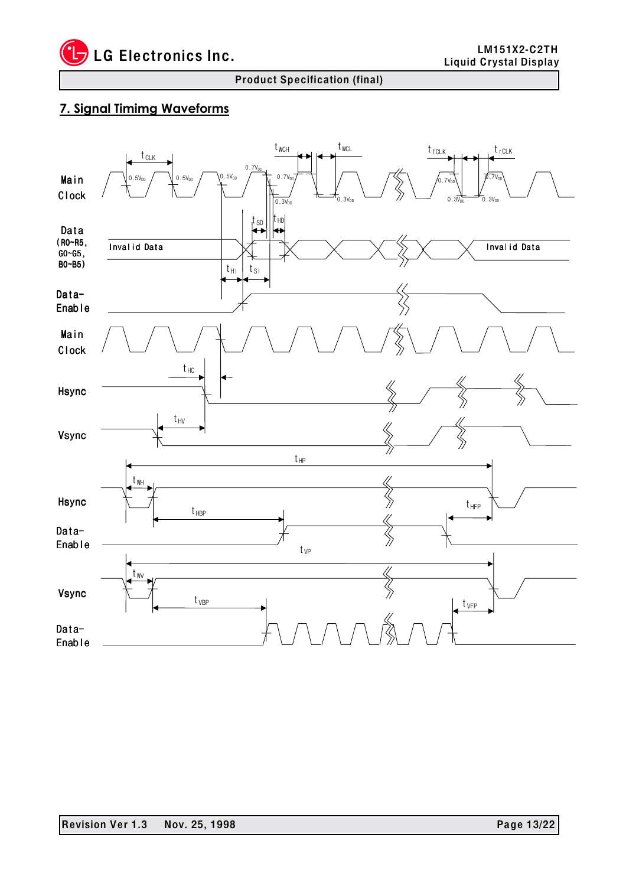## 7. Signal Timimg Waveforms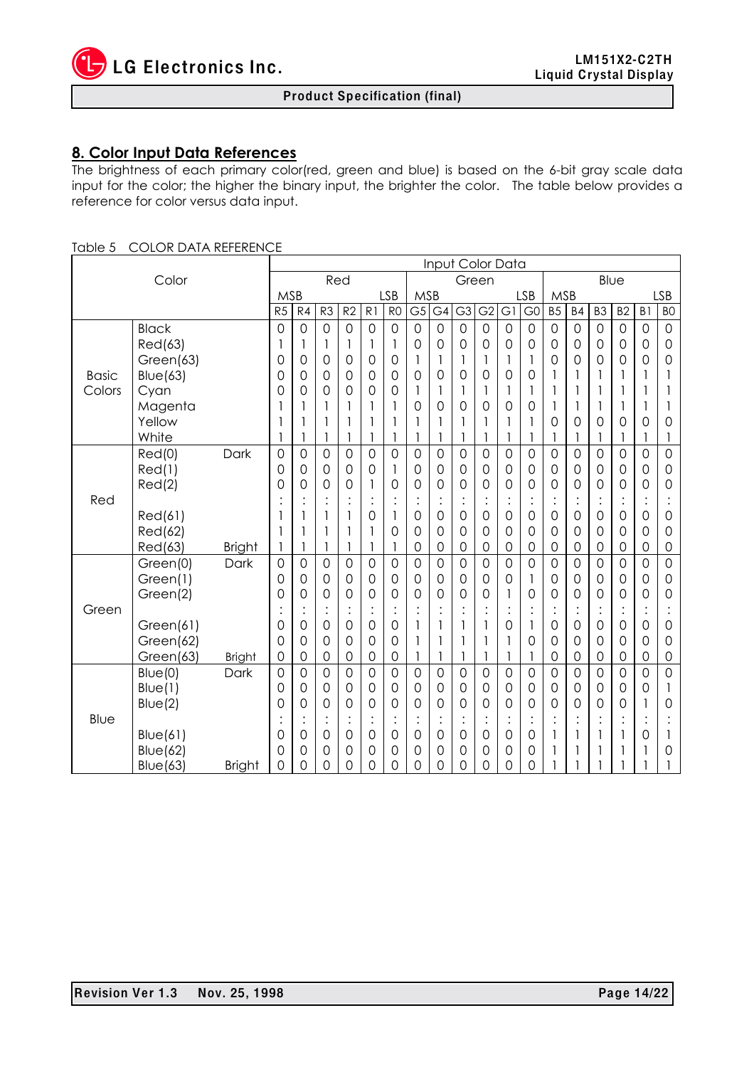## 8. Color Input Data References

The brightness of each primary color(red, green and blue) is based on the 6-bit gray scale data input for the color; the higher the binary input, the brighter the color. The table below provides a reference for color versus data input.

Table 5 COLOR DATA REFERENCE

| Color | | | Input Color Data | | | | | | | | | | | | | | | | | |
|---|---|---|---|---|---|---|---|---|---|---|---|---|---|---|---|---|---|---|---|---|
| | | | Red | | | | | | Green | | | | | | Blue | | | | | |
| | | | MSB | | | | | LSB | MSB | | | | | LSB | MSB | | | | | LSB |
| | | | R5 | R4 | R3 | R2 | R1 | R0 | G5 | G4 | G3 | G2 | G1 | G0 | B5 | B4 | B3 | B2 | B1 | B0 |
| Basic Colors | Black | | 0 | 0 | 0 | 0 | 0 | 0 | 0 | 0 | 0 | 0 | 0 | 0 | 0 | 0 | 0 | 0 | 0 | 0 |
| | Red(63) | | 1 | 1 | 1 | 1 | 1 | 1 | 0 | 0 | 0 | 0 | 0 | 0 | 0 | 0 | 0 | 0 | 0 | 0 |
| | Green(63) | | 0 | 0 | 0 | 0 | 0 | 0 | 1 | 1 | 1 | 1 | 1 | 1 | 0 | 0 | 0 | 0 | 0 | 0 |
| | Blue(63) | | 0 | 0 | 0 | 0 | 0 | 0 | 0 | 0 | 0 | 0 | 0 | 0 | 1 | 1 | 1 | 1 | 1 | 1 |
| | Cyan | | 0 | 0 | 0 | 0 | 0 | 0 | 1 | 1 | 1 | 1 | 1 | 1 | 1 | 1 | 1 | 1 | 1 | 1 |
| | Magenta | | 1 | 1 | 1 | 1 | 1 | 1 | 0 | 0 | 0 | 0 | 0 | 0 | 1 | 1 | 1 | 1 | 1 | 1 |
| | Yellow | | 1 | 1 | 1 | 1 | 1 | 1 | 1 | 1 | 1 | 1 | 1 | 1 | 0 | 0 | 0 | 0 | 0 | 0 |
| | White | | 1 | 1 | 1 | 1 | 1 | 1 | 1 | 1 | 1 | 1 | 1 | 1 | 1 | 1 | 1 | 1 | 1 | 1 |
| Red | Red(0) | Dark | 0 | 0 | 0 | 0 | 0 | 0 | 0 | 0 | 0 | 0 | 0 | 0 | 0 | 0 | 0 | 0 | 0 | 0 |
| | Red(1) | | 0 | 0 | 0 | 0 | 0 | 1 | 0 | 0 | 0 | 0 | 0 | 0 | 0 | 0 | 0 | 0 | 0 | 0 |
| | Red(2) | | 0 | 0 | 0 | 0 | 1 | 0 | 0 | 0 | 0 | 0 | 0 | 0 | 0 | 0 | 0 | 0 | 0 | 0 |
| | : | | : | : | : | : | : | : | : | : | : | : | : | : | : | : | : | : | : | : |
| | Red(61) | | 1 | 1 | 1 | 1 | 0 | 1 | 0 | 0 | 0 | 0 | 0 | 0 | 0 | 0 | 0 | 0 | 0 | 0 |
| | Red(62) | | 1 | 1 | 1 | 1 | 1 | 0 | 0 | 0 | 0 | 0 | 0 | 0 | 0 | 0 | 0 | 0 | 0 | 0 |
| | Red(63) | Bright | 1 | 1 | 1 | 1 | 1 | 1 | 0 | 0 | 0 | 0 | 0 | 0 | 0 | 0 | 0 | 0 | 0 | 0 |
| Green | Green(0) | Dark | 0 | 0 | 0 | 0 | 0 | 0 | 0 | 0 | 0 | 0 | 0 | 0 | 0 | 0 | 0 | 0 | 0 | 0 |
| | Green(1) | | 0 | 0 | 0 | 0 | 0 | 0 | 0 | 0 | 0 | 0 | 0 | 1 | 0 | 0 | 0 | 0 | 0 | 0 |
| | Green(2) | | 0 | 0 | 0 | 0 | 0 | 0 | 0 | 0 | 0 | 0 | 1 | 0 | 0 | 0 | 0 | 0 | 0 | 0 |
| | : | | : | : | : | : | : | : | : | : | : | : | : | : | : | : | : | : | : | : |
| | Green(61) | | 0 | 0 | 0 | 0 | 0 | 0 | 1 | 1 | 1 | 1 | 0 | 1 | 0 | 0 | 0 | 0 | 0 | 0 |
| | Green(62) | | 0 | 0 | 0 | 0 | 0 | 0 | 1 | 1 | 1 | 1 | 1 | 0 | 0 | 0 | 0 | 0 | 0 | 0 |
| | Green(63) | Bright | 0 | 0 | 0 | 0 | 0 | 0 | 1 | 1 | 1 | 1 | 1 | 1 | 0 | 0 | 0 | 0 | 0 | 0 |
| Blue | Blue(0) | Dark | 0 | 0 | 0 | 0 | 0 | 0 | 0 | 0 | 0 | 0 | 0 | 0 | 0 | 0 | 0 | 0 | 0 | 0 |
| | Blue(1) | | 0 | 0 | 0 | 0 | 0 | 0 | 0 | 0 | 0 | 0 | 0 | 0 | 0 | 0 | 0 | 0 | 0 | 1 |
| | Blue(2) | | 0 | 0 | 0 | 0 | 0 | 0 | 0 | 0 | 0 | 0 | 0 | 0 | 0 | 0 | 0 | 0 | 1 | 0 |
| | : | | : | : | : | : | : | : | : | : | : | : | : | : | : | : | : | : | : | : |
| | Blue(61) | | 0 | 0 | 0 | 0 | 0 | 0 | 0 | 0 | 0 | 0 | 0 | 0 | 1 | 1 | 1 | 1 | 0 | 1 |
| | Blue(62) | | 0 | 0 | 0 | 0 | 0 | 0 | 0 | 0 | 0 | 0 | 0 | 0 | 1 | 1 | 1 | 1 | 1 | 0 |
| | Blue(63) | Bright | 0 | 0 | 0 | 0 | 0 | 0 | 0 | 0 | 0 | 0 | 0 | 0 | 1 | 1 | 1 | 1 | 1 | 1 |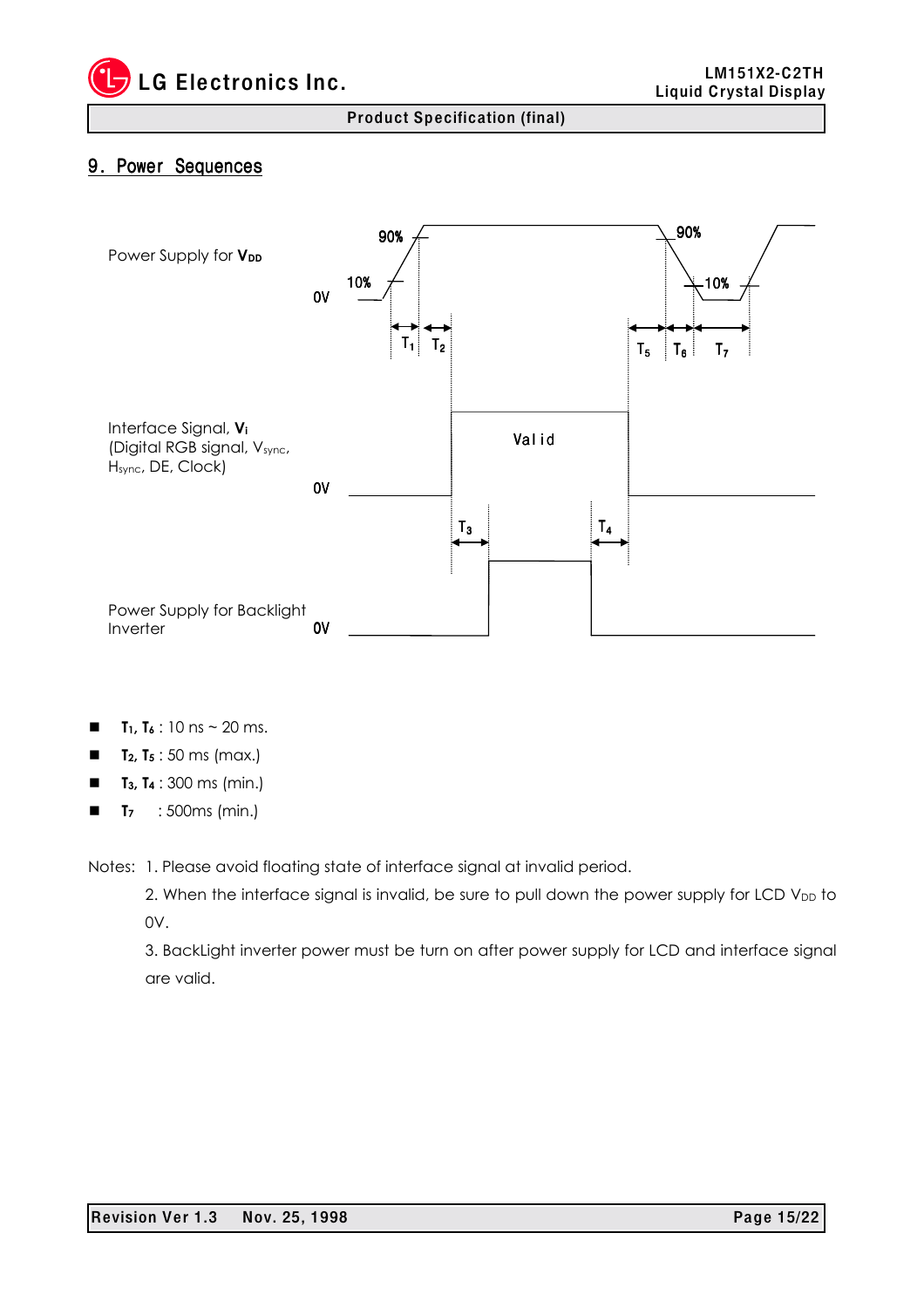## 9. Power Sequences

Power Supply for $V_{DD}$

90% 90%

10% 10%

0V

$T_1$ $T_2$ $T_5$ $T_6$ $T_7$

Interface Signal, $V_i$ (Digital RGB signal, $V_{sync}$, $H_{sync}$, DE, Clock)

Valid

0V

$T_3$ $T_4$

Power Supply for Backlight Inverter

0V

- **$T_1$, $T_6$** : 10 ns ~ 20 ms.
- **$T_2$, $T_5$** : 50 ms (max.)
- **$T_3$, $T_4$** : 300 ms (min.)
- **$T_7$** : 500ms (min.)

Notes: 1. Please avoid floating state of interface signal at invalid period.

2. When the interface signal is invalid, be sure to pull down the power supply for LCD $V_{DD}$ to 0V.

3. BackLight inverter power must be turn on after power supply for LCD and interface signal are valid.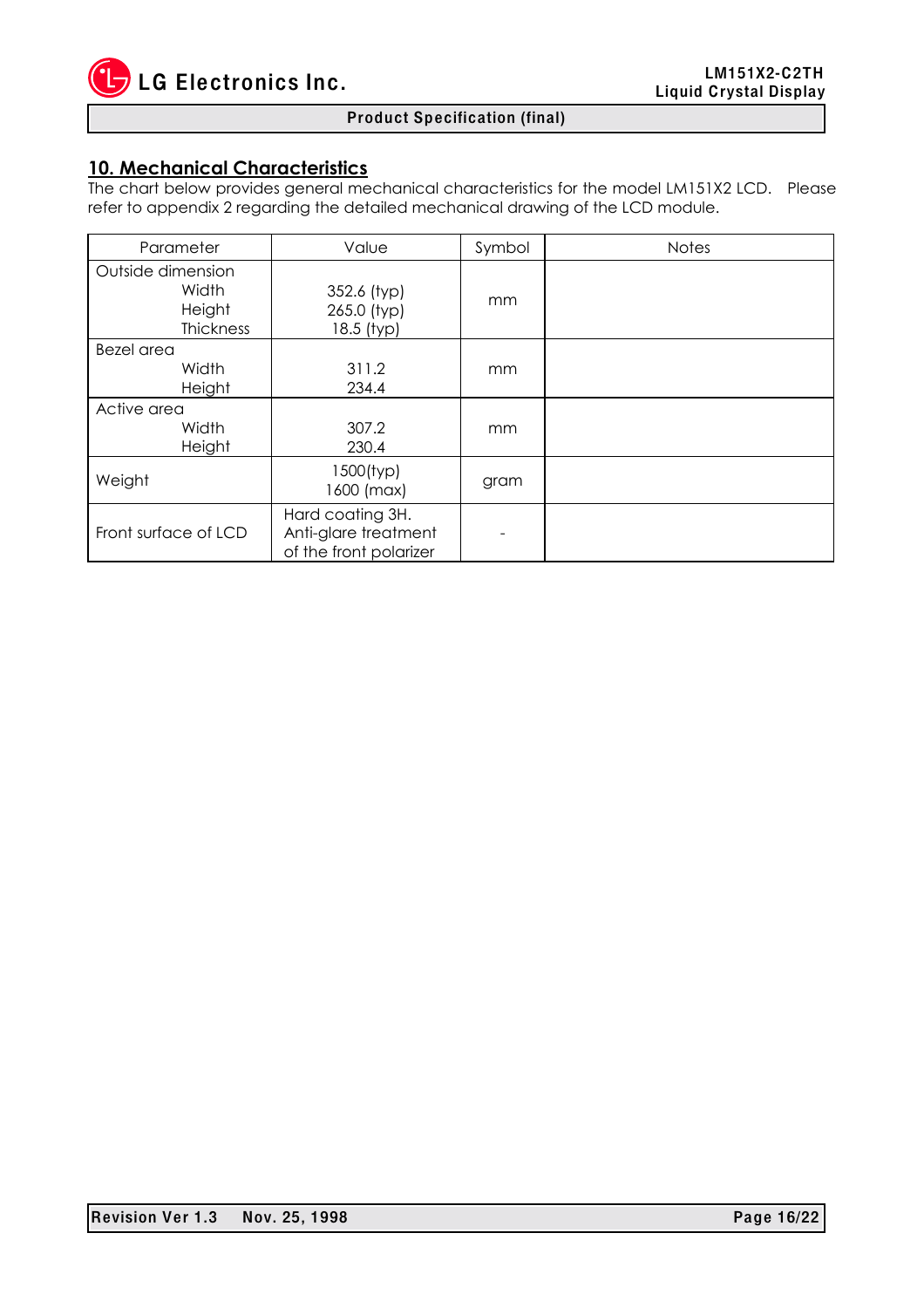## 10. Mechanical Characteristics

The chart below provides general mechanical characteristics for the model LM151X2 LCD. Please refer to appendix 2 regarding the detailed mechanical drawing of the LCD module.

| Parameter | Value | Symbol | Notes |
|---|---|---|---|
| Outside dimension<br>Width<br>Height<br>Thickness | 352.6 (typ)<br>265.0 (typ)<br>18.5 (typ) | mm | |
| Bezel area<br>Width<br>Height | 311.2<br>234.4 | mm | |
| Active area<br>Width<br>Height | 307.2<br>230.4 | mm | |
| Weight | 1500(typ)<br>1600 (max) | gram | |
| Front surface of LCD | Hard coating 3H.<br>Anti-glare treatment of the front polarizer | - | |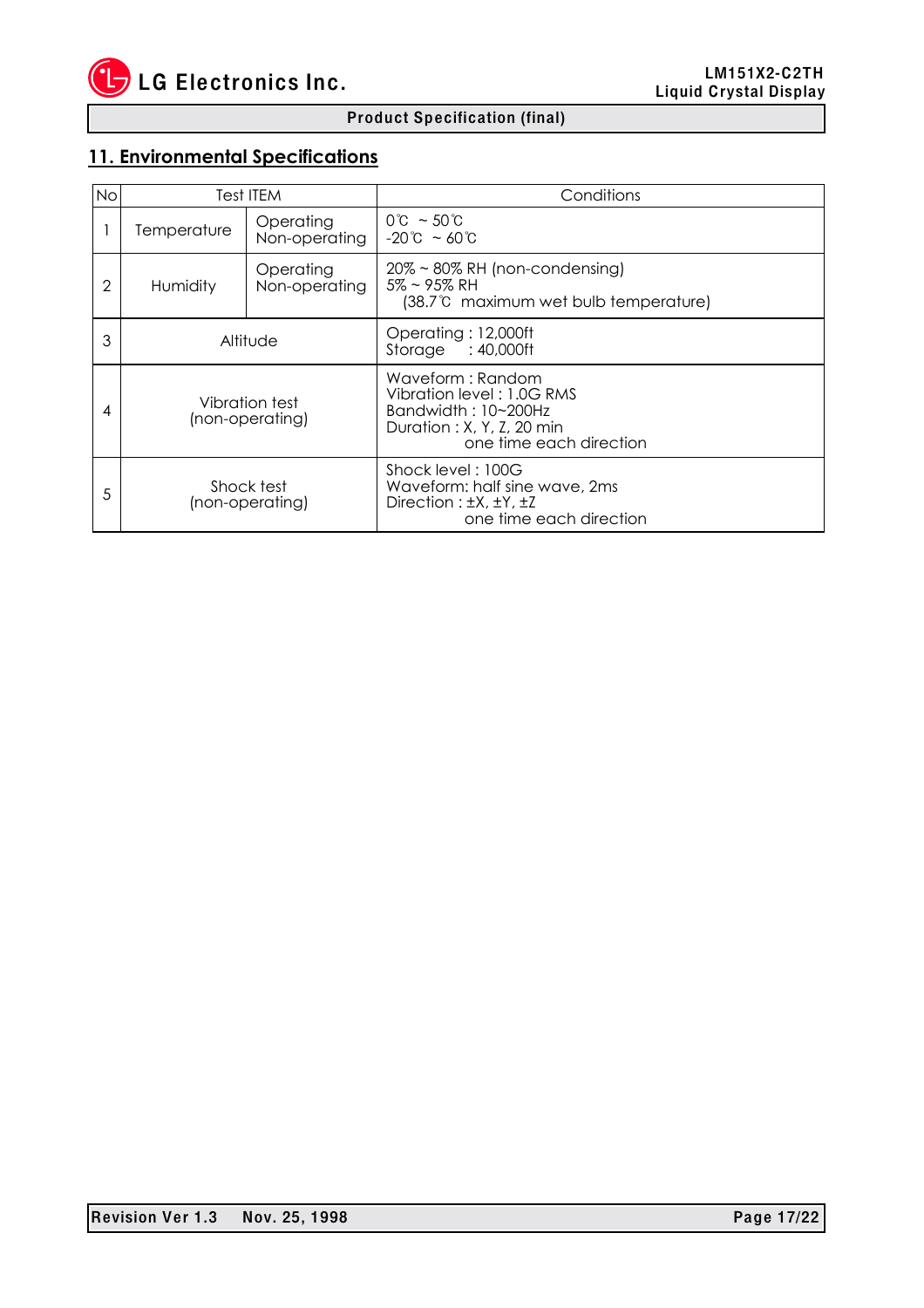## 11. Environmental Specifications

| No | Test ITEM | | Conditions |
|---|---|---|---|
| 1 | Temperature | Operating<br>Non-operating | 0℃ ~ 50℃<br>-20℃ ~ 60℃ |
| 2 | Humidity | Operating<br>Non-operating | 20% ~ 80% RH (non-condensing)<br>5% ~ 95% RH<br>(38.7℃ maximum wet bulb temperature) |
| 3 | Altitude | | Operating : 12,000ft<br>Storage : 40,000ft |
| 4 | Vibration test<br>(non-operating) | | Waveform : Random<br>Vibration level : 1.0G RMS<br>Bandwidth : 10~200Hz<br>Duration : X, Y, Z, 20 min<br>one time each direction |
| 5 | Shock test<br>(non-operating) | | Shock level : 100G<br>Waveform: half sine wave, 2ms<br>Direction : ±X, ±Y, ±Z<br>one time each direction |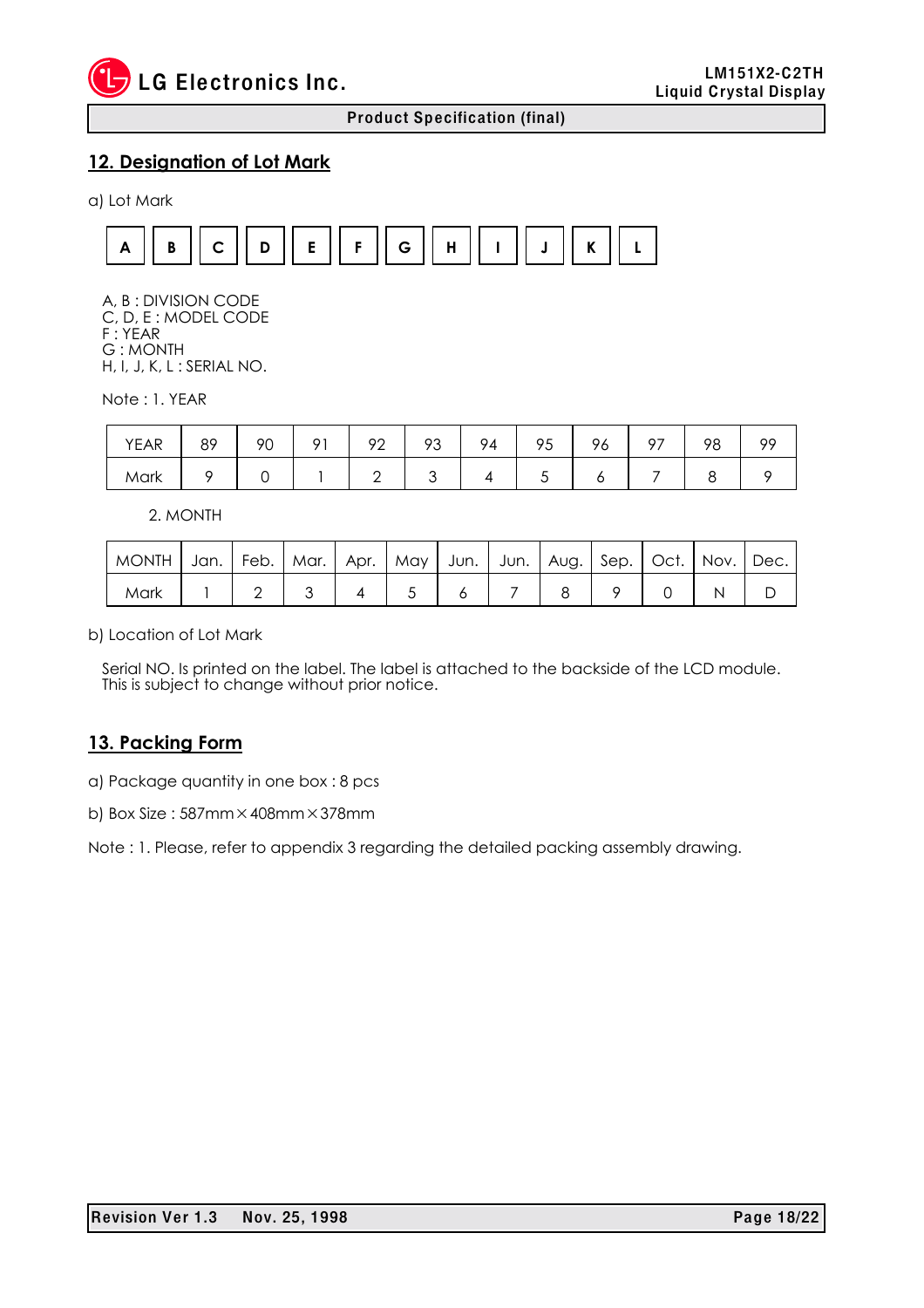## 12. Designation of Lot Mark

a) Lot Mark

| A | B | C | D | E | F | G | H | I | J | K | L |
|---|---|---|---|---|---|---|---|---|---|---|---|

A, B : DIVISION CODE
C, D, E : MODEL CODE
F : YEAR
G : MONTH
H, I, J, K, L : SERIAL NO.

Note : 1. YEAR

| YEAR | 89 | 90 | 91 | 92 | 93 | 94 | 95 | 96 | 97 | 98 | 99 |
|---|---|---|---|---|---|---|---|---|---|---|---|
| Mark | 9 | 0 | 1 | 2 | 3 | 4 | 5 | 6 | 7 | 8 | 9 |

2. MONTH

| MONTH | Jan. | Feb. | Mar. | Apr. | May | Jun. | Jun. | Aug. | Sep. | Oct. | Nov. | Dec. |
|---|---|---|---|---|---|---|---|---|---|---|---|---|
| Mark | 1 | 2 | 3 | 4 | 5 | 6 | 7 | 8 | 9 | 0 | N | D |

b) Location of Lot Mark

Serial NO. Is printed on the label. The label is attached to the backside of the LCD module.
This is subject to change without prior notice.

## 13. Packing Form

a) Package quantity in one box : 8 pcs

b) Box Size : 587mm × 408mm × 378mm

Note : 1. Please, refer to appendix 3 regarding the detailed packing assembly drawing.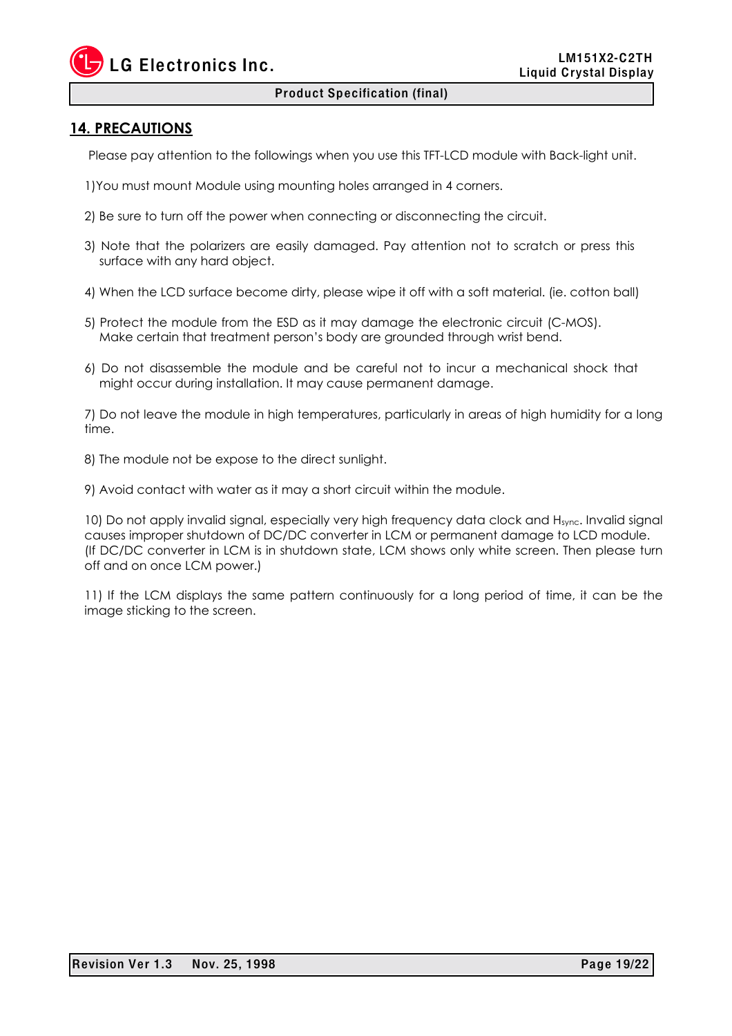## 14. PRECAUTIONS

Please pay attention to the followings when you use this TFT-LCD module with Back-light unit.

1)You must mount Module using mounting holes arranged in 4 corners.

2) Be sure to turn off the power when connecting or disconnecting the circuit.

3) Note that the polarizers are easily damaged. Pay attention not to scratch or press this surface with any hard object.

4) When the LCD surface become dirty, please wipe it off with a soft material. (ie. cotton ball)

5) Protect the module from the ESD as it may damage the electronic circuit (C-MOS). Make certain that treatment person's body are grounded through wrist bend.

6) Do not disassemble the module and be careful not to incur a mechanical shock that might occur during installation. It may cause permanent damage.

7) Do not leave the module in high temperatures, particularly in areas of high humidity for a long time.

8) The module not be expose to the direct sunlight.

9) Avoid contact with water as it may a short circuit within the module.

10) Do not apply invalid signal, especially very high frequency data clock and $H_{sync}$. Invalid signal causes improper shutdown of DC/DC converter in LCM or permanent damage to LCD module. (If DC/DC converter in LCM is in shutdown state, LCM shows only white screen. Then please turn off and on once LCM power.)

11) If the LCM displays the same pattern continuously for a long period of time, it can be the image sticking to the screen.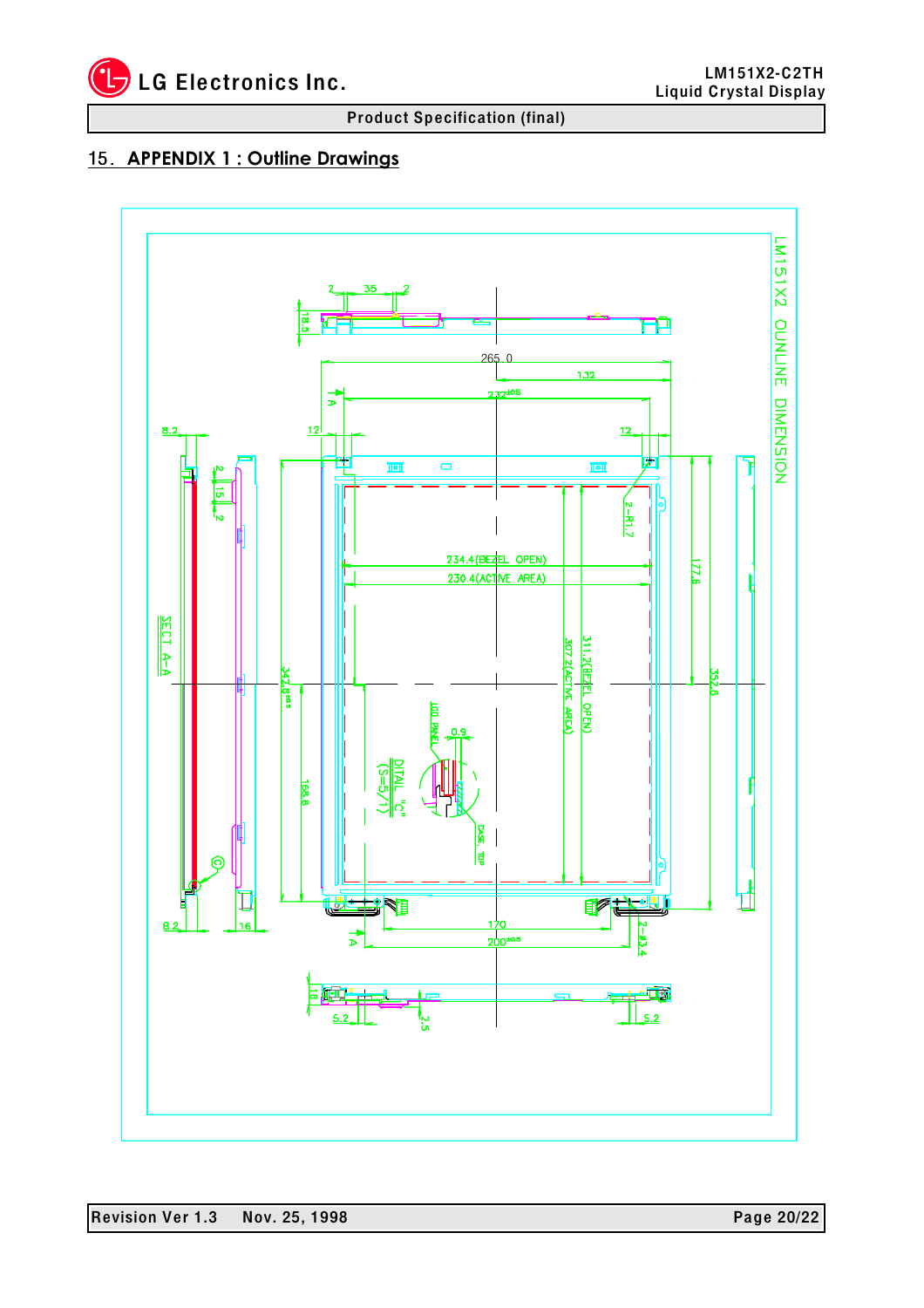## 15. APPENDIX 1 : Outline Drawings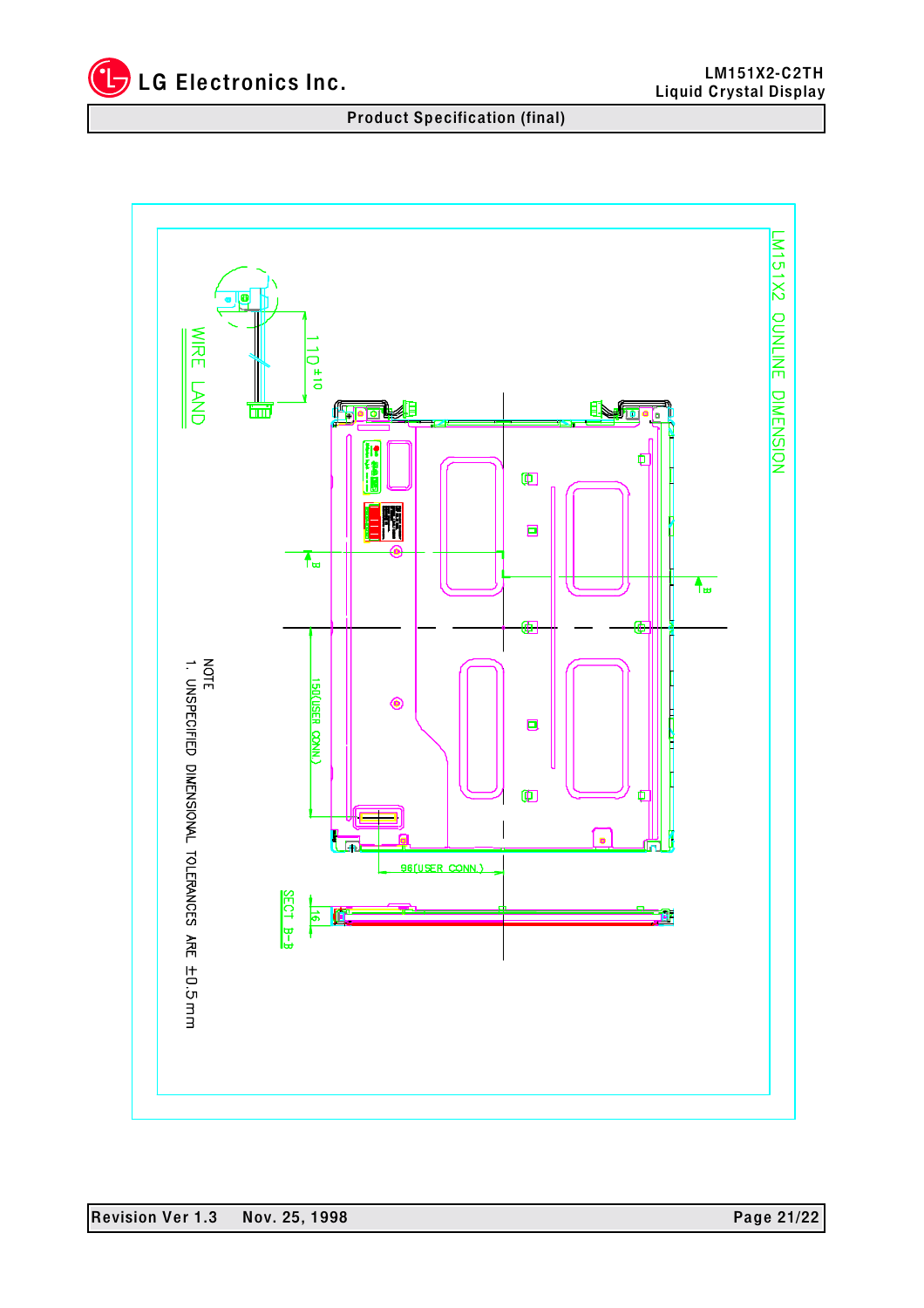LM151X2 OUTLINE DIMENSION

WIRE LAND

110 ±10

150(USER CONN.)

98(USER CONN.)

16

SECT B-B

NOTE

1. UNSPECIFIED DIMENSIONAL TOLERANCES ARE ±0.5mm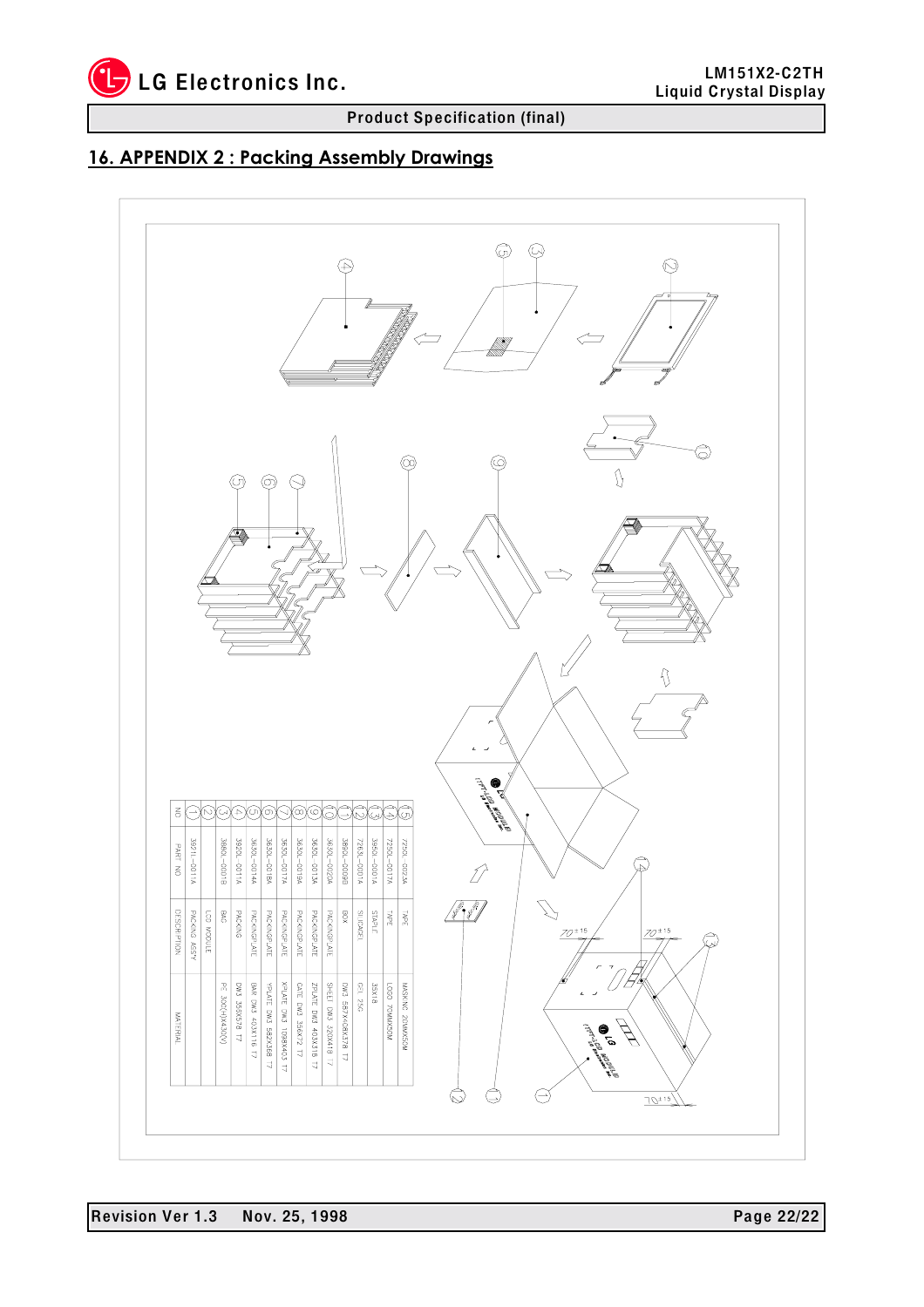## 16. APPENDIX 2 : Packing Assembly Drawings

| NO | PART NO | DESCRIPTION | MATERIAL |
|---|---|---|---|
| 1 | 3921L-0011A | PACKING ASSY | |
| 2 | | LCD MODULE | |
| 3 | 3860L-0001B | BAG | PE 300(+)X430(V) |
| 4 | 3920L-0011A | PACKING | DW3 355X578 T7 |
| 5 | 3630L-0014A | PACKINGPLATE | BAR DW3 403X116 T7 |
| 6 | 3630L-0018A | PACKINGPLATE | YPLATE DW3 582X368 T7 |
| 7 | 3630L-0017A | PACKINGPLATE | XPLATE DW3 1098X403 T7 |
| 8 | 3630L-0019A | PACKINGPLATE | GATE DW3 356X72 T7 |
| 9 | 3630L-0013A | PACKINGPLATE | ZPLATE DW3 403X316 T7 |
| 10 | 3630L-0020A | PACKINGPLATE | SHEET DW3 320X418 T7 |
| 11 | 3850L-0009D | BOX | DW3 587X426X378 T7 |
| 12 | 7283L-0001A | SILICAGEL | GEL 25G |
| 13 | 3950L-0001A | STAPLE | 35X18 |
| 14 | 7250L-0017A | TAPE | LOGO 70MMX50M |
| 15 | 7250L-0023A | TAPE | MASKING 20MMX50M |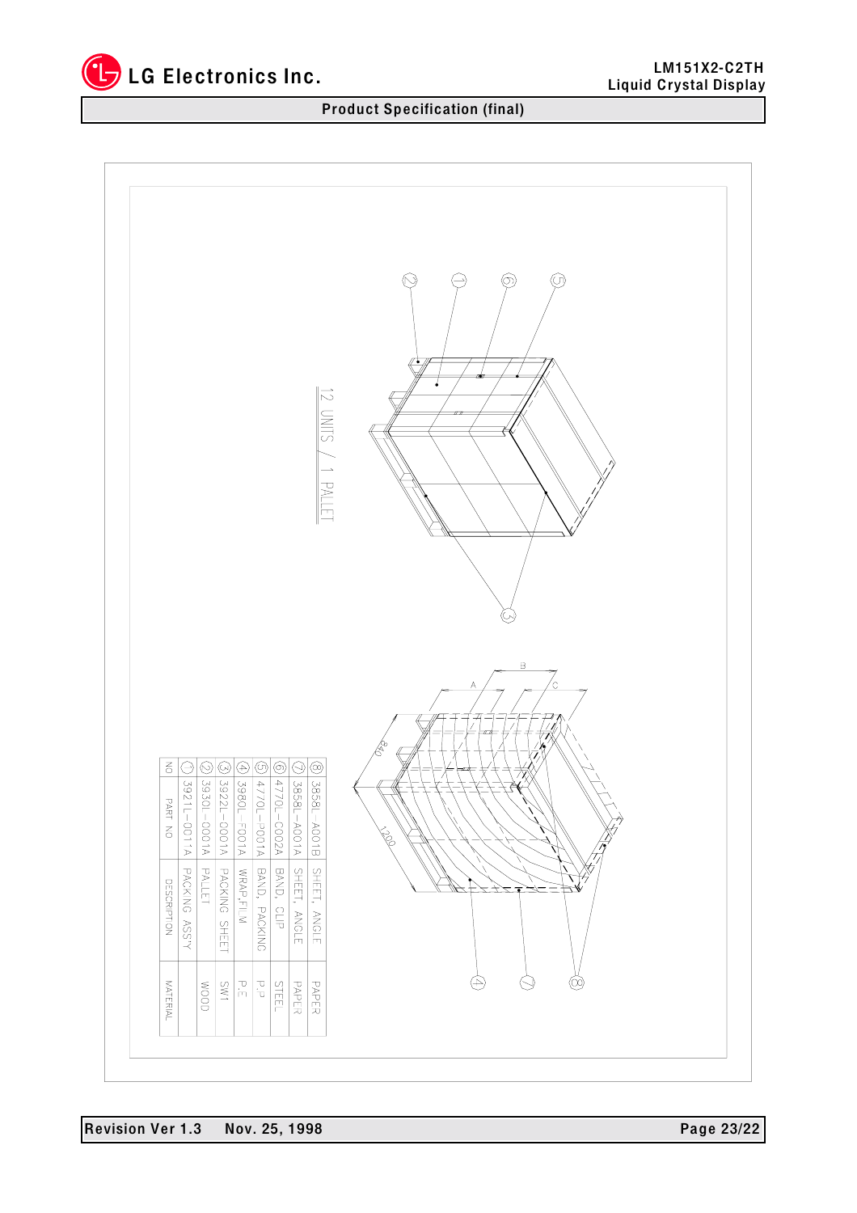12 UNITS / 1 PALLET

| NO | PART NO | DESCRIPTION | MATERIAL |
|---|---|---|---|
| 8 | 3858L-A001B | SHEET, ANGLE | PAPER |
| 7 | 3858L-A001A | SHEET, ANGLE | PAPER |
| 6 | 4770L-C002A | BAND, CLIP | STEEL |
| 5 | 4770L-P001A | BAND, PACKING | P.P |
| 4 | 3980L-F001A | WRAP,FILM | P.E |
| 3 | 3922L-C001A | PACKING SHEET | SW1 |
| 2 | 3930L-C001A | PALLET | WOOD |
| 1 | 3921L-0011A | PACKING ASS'Y | |

A

B

C

840

1200